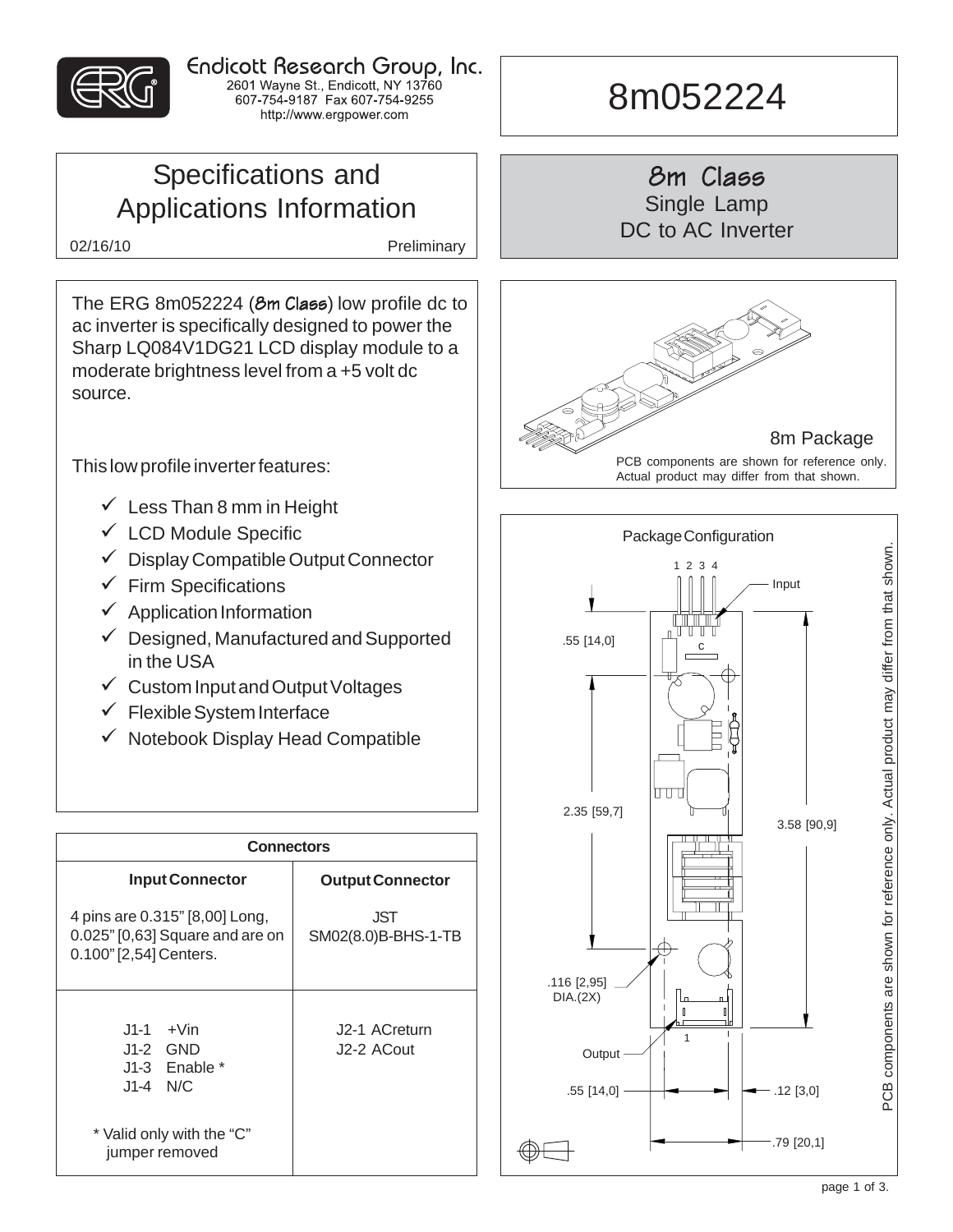Endicott Research Group, Inc.
2601 Wayne St., Endicott, NY 13760
607-754-9187 Fax 607-754-9255
http://www.ergpower.com

# 8m052224

## Specifications and Applications Information

02/16/10 Preliminary

## 8m Class
Single Lamp
DC to AC Inverter

The ERG 8m052224 (8m Class) low profile dc to ac inverter is specifically designed to power the Sharp LQ084V1DG21 LCD display module to a moderate brightness level from a +5 volt dc source.

This low profile inverter features:

- ✓ Less Than 8 mm in Height
- ✓ LCD Module Specific
- ✓ Display Compatible Output Connector
- ✓ Firm Specifications
- ✓ Application Information
- ✓ Designed, Manufactured and Supported in the USA
- ✓ Custom Input and Output Voltages
- ✓ Flexible System Interface
- ✓ Notebook Display Head Compatible

8m Package

PCB components are shown for reference only. Actual product may differ from that shown.

### Connectors

| Input Connector | Output Connector |
|---|---|
| 4 pins are 0.315" [8,00] Long, 0.025" [0,63] Square and are on 0.100" [2,54] Centers. | JST SM02(8.0)B-BHS-1-TB |
| J1-1 +Vin<br>J1-2 GND<br>J1-3 Enable *<br>J1-4 N/C<br><br>* Valid only with the "C" jumper removed | J2-1 ACreturn<br>J2-2 ACout |

### Package Configuration

1 2 3 4

Input

C

.55 [14,0]

2.35 [59,7]

3.58 [90,9]

.116 [2,95] DIA.(2X)

1

Output

.55 [14,0]

.12 [3,0]

.79 [20,1]

PCB components are shown for reference only. Actual product may differ from that shown.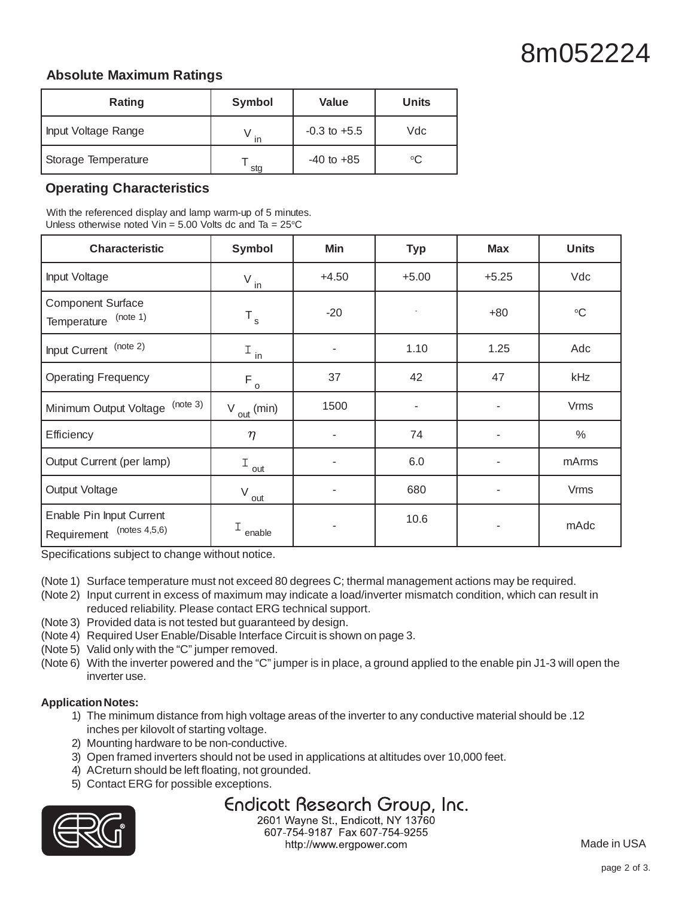8m052224

## Absolute Maximum Ratings

| Rating | Symbol | Value | Units |
|---|---|---|---|
| Input Voltage Range | $V_{in}$ | -0.3 to +5.5 | Vdc |
| Storage Temperature | $T_{stg}$ | -40 to +85 | °C |

## Operating Characteristics

With the referenced display and lamp warm-up of 5 minutes.
Unless otherwise noted Vin = 5.00 Volts dc and Ta = 25°C

| Characteristic | Symbol | Min | Typ | Max | Units |
|---|---|---|---|---|---|
| Input Voltage | $V_{in}$ | +4.50 | +5.00 | +5.25 | Vdc |
| Component Surface Temperature (note 1) | $T_s$ | -20 | - | +80 | °C |
| Input Current (note 2) | $I_{in}$ | - | 1.10 | 1.25 | Adc |
| Operating Frequency | $F_o$ | 37 | 42 | 47 | kHz |
| Minimum Output Voltage (note 3) | $V_{out}$ (min) | 1500 | - | - | Vrms |
| Efficiency | $\eta$ | - | 74 | - | % |
| Output Current (per lamp) | $I_{out}$ | - | 6.0 | - | mArms |
| Output Voltage | $V_{out}$ | - | 680 | - | Vrms |
| Enable Pin Input Current Requirement (notes 4,5,6) | $I_{enable}$ | - | 10.6 | - | mAdc |

Specifications subject to change without notice.

(Note 1) Surface temperature must not exceed 80 degrees C; thermal management actions may be required.
(Note 2) Input current in excess of maximum may indicate a load/inverter mismatch condition, which can result in reduced reliability. Please contact ERG technical support.
(Note 3) Provided data is not tested but guaranteed by design.
(Note 4) Required User Enable/Disable Interface Circuit is shown on page 3.
(Note 5) Valid only with the "C" jumper removed.
(Note 6) With the inverter powered and the "C" jumper is in place, a ground applied to the enable pin J1-3 will open the inverter use.

**Application Notes:**

1) The minimum distance from high voltage areas of the inverter to any conductive material should be .12 inches per kilovolt of starting voltage.
2) Mounting hardware to be non-conductive.
3) Open framed inverters should not be used in applications at altitudes over 10,000 feet.
4) ACreturn should be left floating, not grounded.
5) Contact ERG for possible exceptions.

Endicott Research Group, Inc.
2601 Wayne St., Endicott, NY 13760
607-754-9187 Fax 607-754-9255
http://www.ergpower.com

Made in USA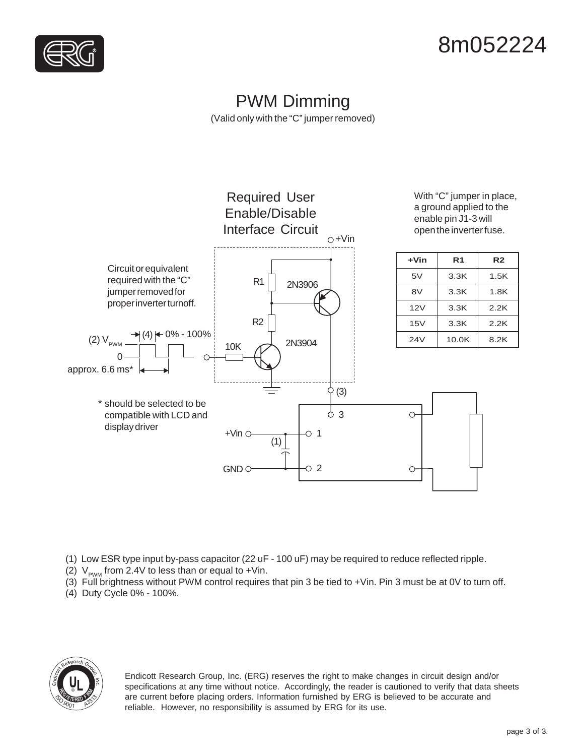8m052224

# PWM Dimming

(Valid only with the "C" jumper removed)

Required User Enable/Disable Interface Circuit

+Vin

R1

2N3906

R2

10K

2N3904

(3)

3

+Vin

1

(1)

GND

2

Circuit or equivalent required with the "C" jumper removed for proper inverter turnoff.

(2) $V_{PWM}$

(4) 0% - 100%

0

approx. 6.6 ms*

\* should be selected to be compatible with LCD and display driver

With "C" jumper in place, a ground applied to the enable pin J1-3 will open the inverter fuse.

| +Vin | R1 | R2 |
|---|---|---|
| 5V | 3.3K | 1.5K |
| 8V | 3.3K | 1.8K |
| 12V | 3.3K | 2.2K |
| 15V | 3.3K | 2.2K |
| 24V | 10.0K | 8.2K |

(1) Low ESR type input by-pass capacitor (22 uF - 100 uF) may be required to reduce reflected ripple.
(2) $V_{PWM}$ from 2.4V to less than or equal to +Vin.
(3) Full brightness without PWM control requires that pin 3 be tied to +Vin. Pin 3 must be at 0V to turn off.
(4) Duty Cycle 0% - 100%.

Endicott Research Group, Inc. (ERG) reserves the right to make changes in circuit design and/or specifications at any time without notice. Accordingly, the reader is cautioned to verify that data sheets are current before placing orders. Information furnished by ERG is believed to be accurate and reliable. However, no responsibility is assumed by ERG for its use.